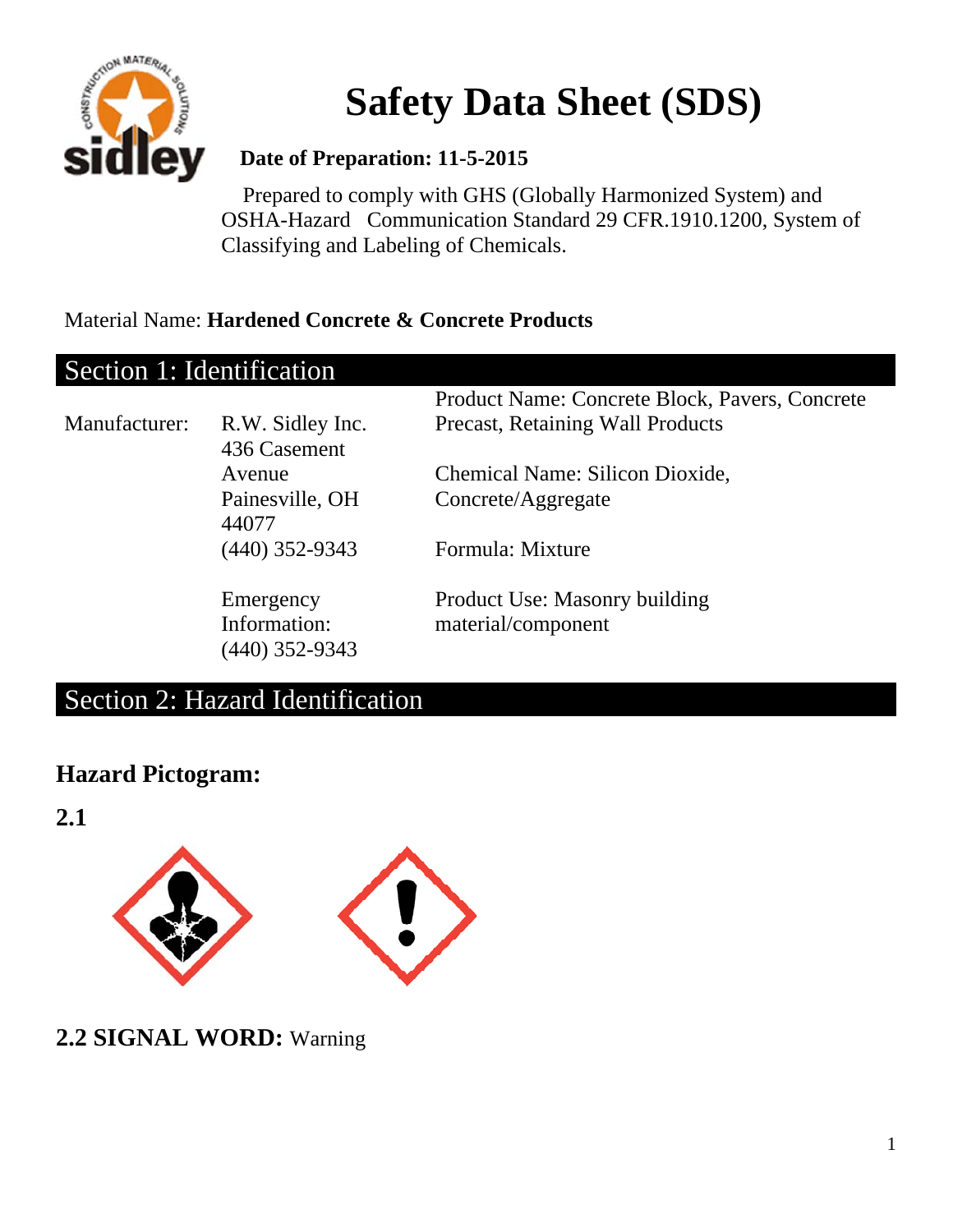# Safety Data Sheet (SDS)

**Date of Preparation: 11-5-2015**

Prepared to comply with GHS (Globally Harmonized System) and OSHA-Hazard Communication Standard 29 CFR.1910.1200, System of Classifying and Labeling of Chemicals.

Material Name: **Hardened Concrete & Concrete Products**

## Section 1: Identification

Manufacturer: R.W. Sidley Inc.
436 Casement Avenue
Painesville, OH 44077
(440) 352-9343

Emergency Information:
(440) 352-9343

Product Name: Concrete Block, Pavers, Concrete Precast, Retaining Wall Products

Chemical Name: Silicon Dioxide, Concrete/Aggregate

Formula: Mixture

Product Use: Masonry building material/component

## Section 2: Hazard Identification

### Hazard Pictogram:

**2.1**

**2.2 SIGNAL WORD:** Warning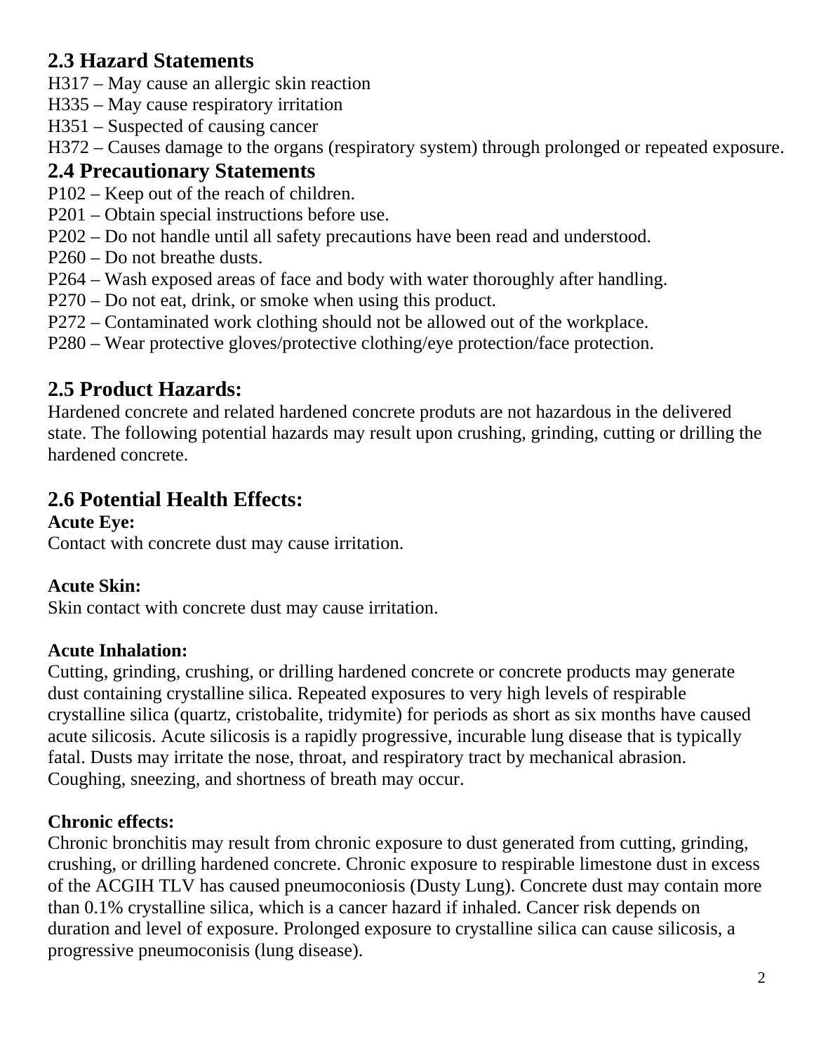## 2.3 Hazard Statements

H317 – May cause an allergic skin reaction
H335 – May cause respiratory irritation
H351 – Suspected of causing cancer
H372 – Causes damage to the organs (respiratory system) through prolonged or repeated exposure.

## 2.4 Precautionary Statements

P102 – Keep out of the reach of children.
P201 – Obtain special instructions before use.
P202 – Do not handle until all safety precautions have been read and understood.
P260 – Do not breathe dusts.
P264 – Wash exposed areas of face and body with water thoroughly after handling.
P270 – Do not eat, drink, or smoke when using this product.
P272 – Contaminated work clothing should not be allowed out of the workplace.
P280 – Wear protective gloves/protective clothing/eye protection/face protection.

## 2.5 Product Hazards:

Hardened concrete and related hardened concrete produts are not hazardous in the delivered state. The following potential hazards may result upon crushing, grinding, cutting or drilling the hardened concrete.

## 2.6 Potential Health Effects:

**Acute Eye:**
Contact with concrete dust may cause irritation.

**Acute Skin:**
Skin contact with concrete dust may cause irritation.

**Acute Inhalation:**
Cutting, grinding, crushing, or drilling hardened concrete or concrete products may generate dust containing crystalline silica. Repeated exposures to very high levels of respirable crystalline silica (quartz, cristobalite, tridymite) for periods as short as six months have caused acute silicosis. Acute silicosis is a rapidly progressive, incurable lung disease that is typically fatal. Dusts may irritate the nose, throat, and respiratory tract by mechanical abrasion. Coughing, sneezing, and shortness of breath may occur.

**Chronic effects:**
Chronic bronchitis may result from chronic exposure to dust generated from cutting, grinding, crushing, or drilling hardened concrete. Chronic exposure to respirable limestone dust in excess of the ACGIH TLV has caused pneumoconiosis (Dusty Lung). Concrete dust may contain more than 0.1% crystalline silica, which is a cancer hazard if inhaled. Cancer risk depends on duration and level of exposure. Prolonged exposure to crystalline silica can cause silicosis, a progressive pneumoconisis (lung disease).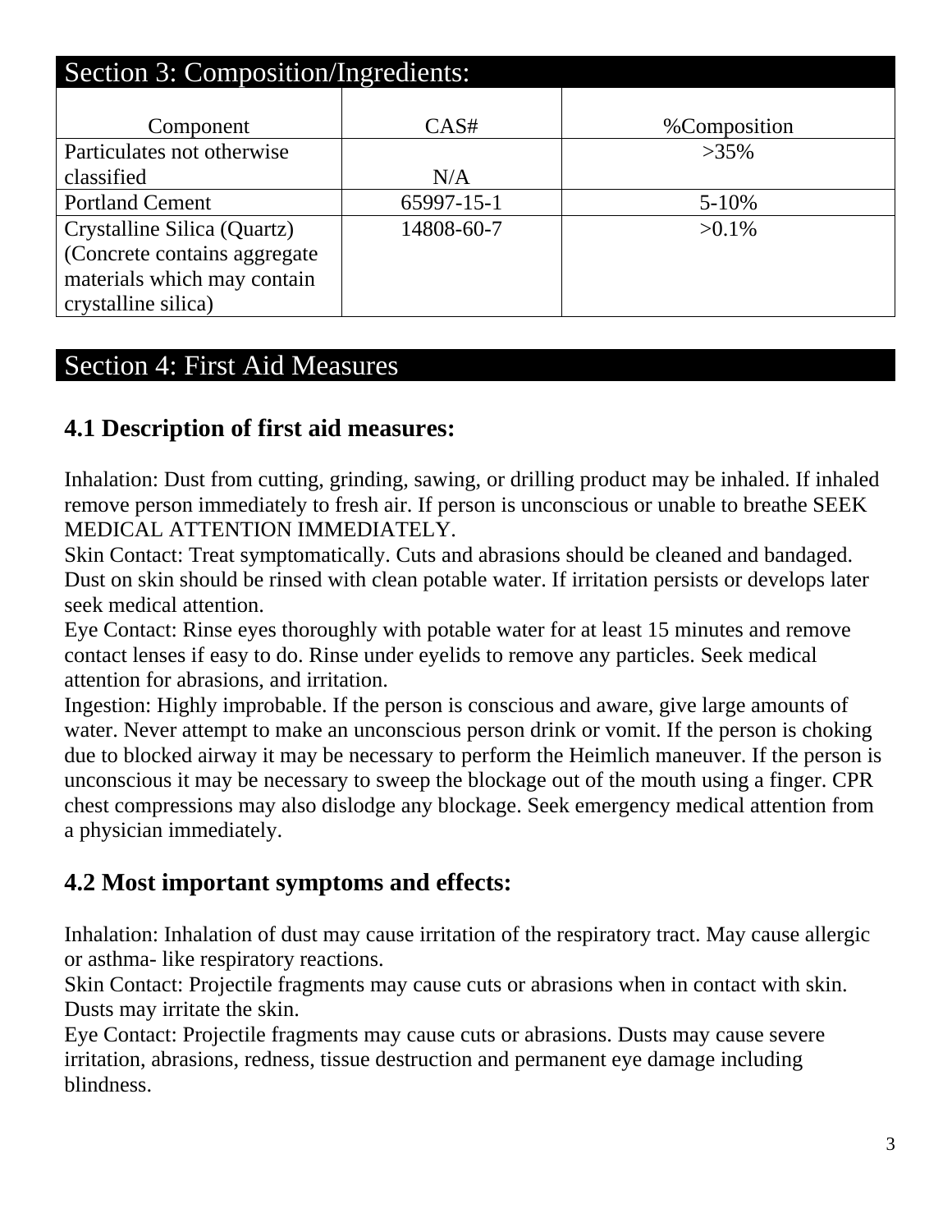## Section 3: Composition/Ingredients:

| Component | CAS# | %Composition |
| --- | --- | --- |
| Particulates not otherwise classified | N/A | >35% |
| Portland Cement | 65997-15-1 | 5-10% |
| Crystalline Silica (Quartz) (Concrete contains aggregate materials which may contain crystalline silica) | 14808-60-7 | >0.1% |

## Section 4: First Aid Measures

### 4.1 Description of first aid measures:

Inhalation: Dust from cutting, grinding, sawing, or drilling product may be inhaled. If inhaled remove person immediately to fresh air. If person is unconscious or unable to breathe SEEK MEDICAL ATTENTION IMMEDIATELY.
Skin Contact: Treat symptomatically. Cuts and abrasions should be cleaned and bandaged. Dust on skin should be rinsed with clean potable water. If irritation persists or develops later seek medical attention.
Eye Contact: Rinse eyes thoroughly with potable water for at least 15 minutes and remove contact lenses if easy to do. Rinse under eyelids to remove any particles. Seek medical attention for abrasions, and irritation.
Ingestion: Highly improbable. If the person is conscious and aware, give large amounts of water. Never attempt to make an unconscious person drink or vomit. If the person is choking due to blocked airway it may be necessary to perform the Heimlich maneuver. If the person is unconscious it may be necessary to sweep the blockage out of the mouth using a finger. CPR chest compressions may also dislodge any blockage. Seek emergency medical attention from a physician immediately.

### 4.2 Most important symptoms and effects:

Inhalation: Inhalation of dust may cause irritation of the respiratory tract. May cause allergic or asthma- like respiratory reactions.
Skin Contact: Projectile fragments may cause cuts or abrasions when in contact with skin. Dusts may irritate the skin.
Eye Contact: Projectile fragments may cause cuts or abrasions. Dusts may cause severe irritation, abrasions, redness, tissue destruction and permanent eye damage including blindness.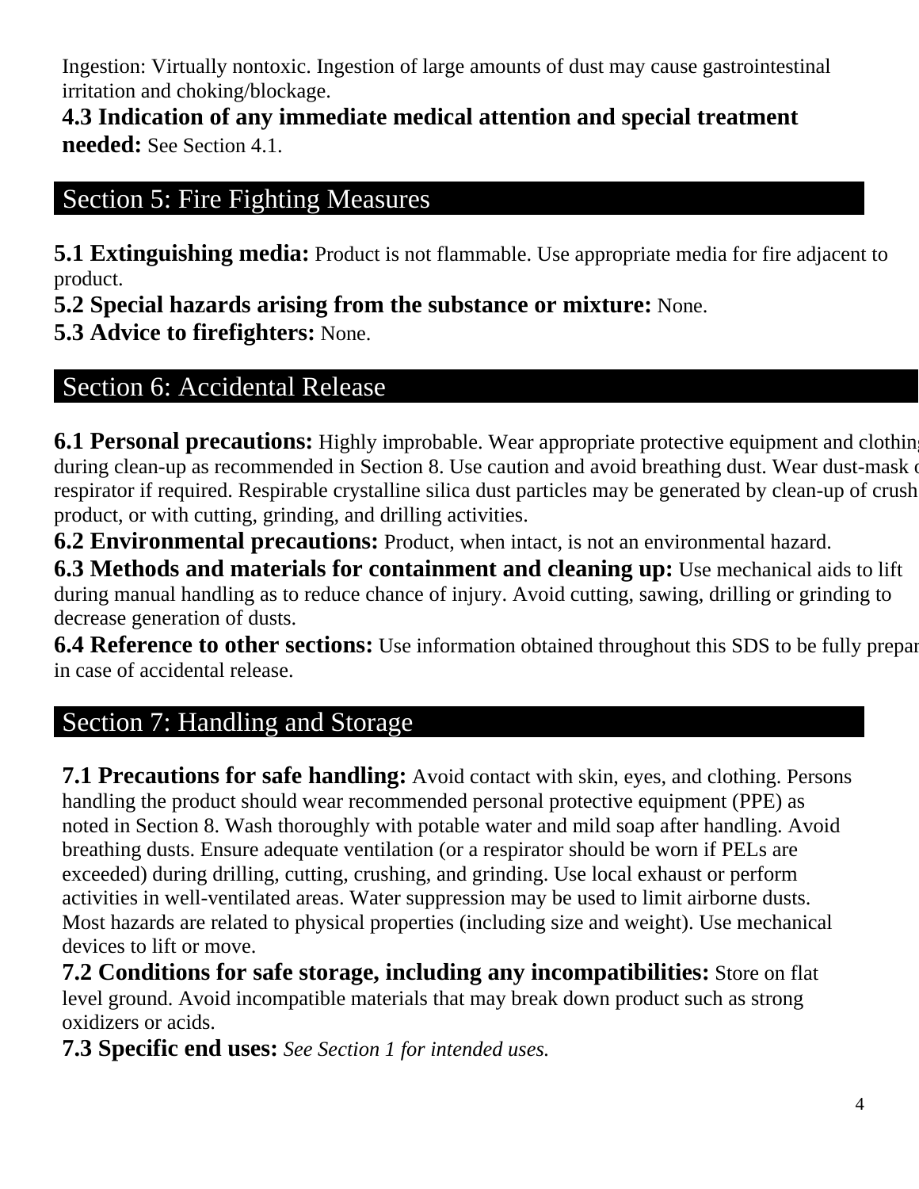Ingestion: Virtually nontoxic. Ingestion of large amounts of dust may cause gastrointestinal irritation and choking/blockage.

**4.3 Indication of any immediate medical attention and special treatment needed:** See Section 4.1.

## Section 5: Fire Fighting Measures

**5.1 Extinguishing media:** Product is not flammable. Use appropriate media for fire adjacent to product.

**5.2 Special hazards arising from the substance or mixture:** None.

**5.3 Advice to firefighters:** None.

## Section 6: Accidental Release

**6.1 Personal precautions:** Highly improbable. Wear appropriate protective equipment and clothing during clean-up as recommended in Section 8. Use caution and avoid breathing dust. Wear dust-mask or respirator if required. Respirable crystalline silica dust particles may be generated by clean-up of crushed product, or with cutting, grinding, and drilling activities.

**6.2 Environmental precautions:** Product, when intact, is not an environmental hazard.

**6.3 Methods and materials for containment and cleaning up:** Use mechanical aids to lift during manual handling as to reduce chance of injury. Avoid cutting, sawing, drilling or grinding to decrease generation of dusts.

**6.4 Reference to other sections:** Use information obtained throughout this SDS to be fully prepared in case of accidental release.

## Section 7: Handling and Storage

**7.1 Precautions for safe handling:** Avoid contact with skin, eyes, and clothing. Persons handling the product should wear recommended personal protective equipment (PPE) as noted in Section 8. Wash thoroughly with potable water and mild soap after handling. Avoid breathing dusts. Ensure adequate ventilation (or a respirator should be worn if PELs are exceeded) during drilling, cutting, crushing, and grinding. Use local exhaust or perform activities in well-ventilated areas. Water suppression may be used to limit airborne dusts. Most hazards are related to physical properties (including size and weight). Use mechanical devices to lift or move.

**7.2 Conditions for safe storage, including any incompatibilities:** Store on flat level ground. Avoid incompatible materials that may break down product such as strong oxidizers or acids.

**7.3 Specific end uses:** *See Section 1 for intended uses.*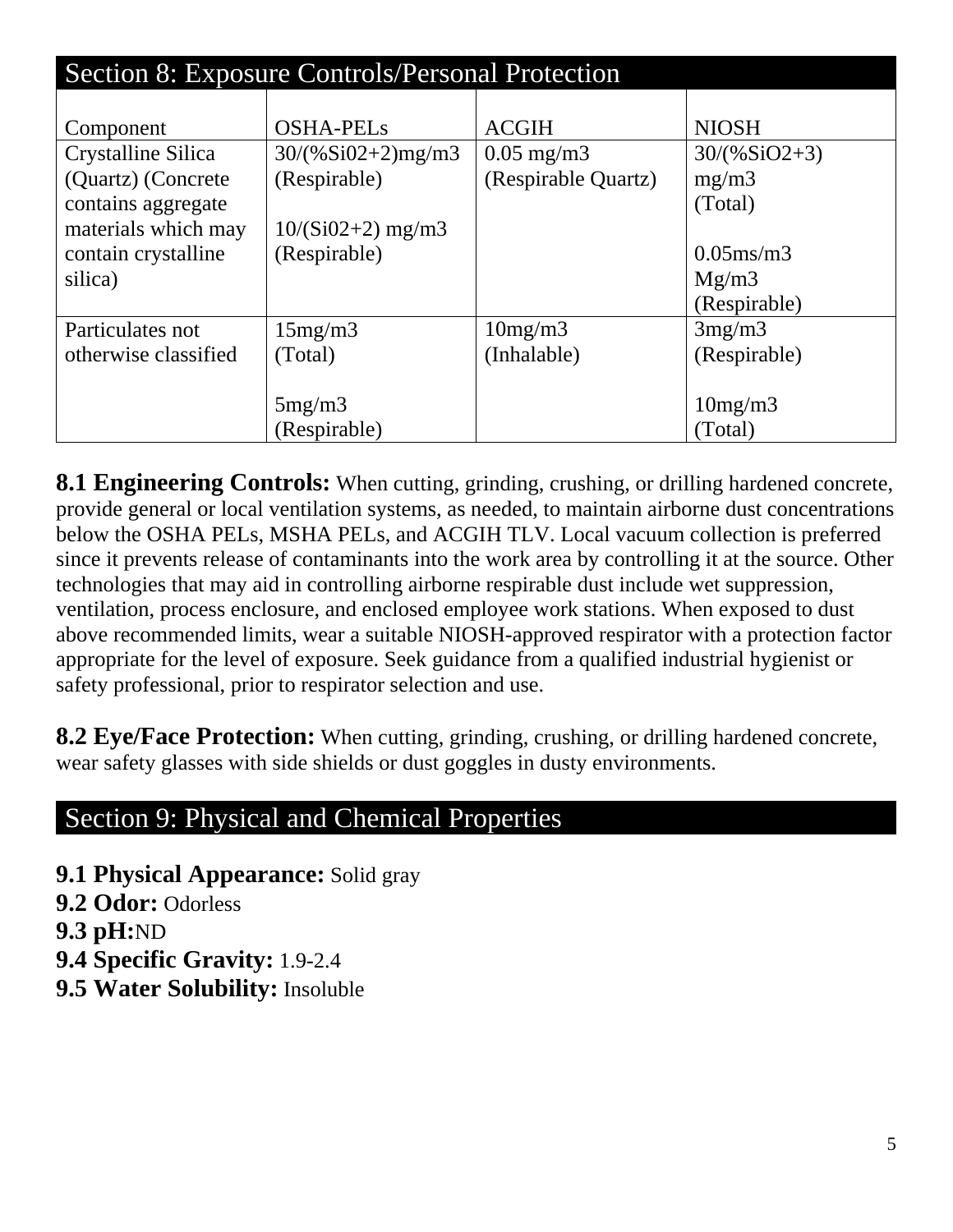## Section 8: Exposure Controls/Personal Protection

| Component | OSHA-PELs | ACGIH | NIOSH |
|---|---|---|---|
| Crystalline Silica (Quartz) (Concrete contains aggregate materials which may contain crystalline silica) | 30/(%Si02+2)mg/m3 (Respirable)<br><br>10/(Si02+2) mg/m3 (Respirable) | 0.05 mg/m3 (Respirable Quartz) | 30/(%SiO2+3) mg/m3 (Total)<br><br>0.05ms/m3 Mg/m3 (Respirable) |
| Particulates not otherwise classified | 15mg/m3 (Total)<br><br>5mg/m3 (Respirable) | 10mg/m3 (Inhalable) | 3mg/m3 (Respirable)<br><br>10mg/m3 (Total) |

**8.1 Engineering Controls:** When cutting, grinding, crushing, or drilling hardened concrete, provide general or local ventilation systems, as needed, to maintain airborne dust concentrations below the OSHA PELs, MSHA PELs, and ACGIH TLV. Local vacuum collection is preferred since it prevents release of contaminants into the work area by controlling it at the source. Other technologies that may aid in controlling airborne respirable dust include wet suppression, ventilation, process enclosure, and enclosed employee work stations. When exposed to dust above recommended limits, wear a suitable NIOSH-approved respirator with a protection factor appropriate for the level of exposure. Seek guidance from a qualified industrial hygienist or safety professional, prior to respirator selection and use.

**8.2 Eye/Face Protection:** When cutting, grinding, crushing, or drilling hardened concrete, wear safety glasses with side shields or dust goggles in dusty environments.

## Section 9: Physical and Chemical Properties

**9.1 Physical Appearance:** Solid gray
**9.2 Odor:** Odorless
**9.3 pH:**ND
**9.4 Specific Gravity:** 1.9-2.4
**9.5 Water Solubility:** Insoluble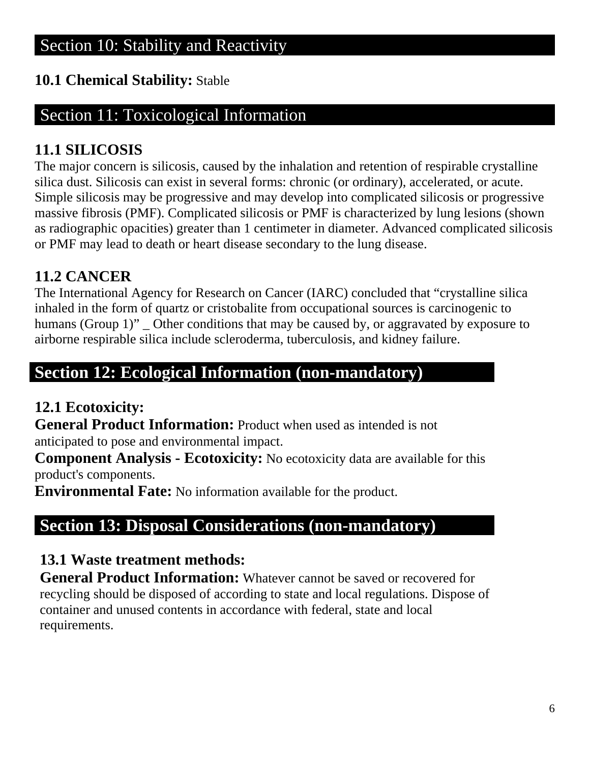## Section 10: Stability and Reactivity

**10.1 Chemical Stability:** Stable

## Section 11: Toxicological Information

### 11.1 SILICOSIS

The major concern is silicosis, caused by the inhalation and retention of respirable crystalline silica dust. Silicosis can exist in several forms: chronic (or ordinary), accelerated, or acute. Simple silicosis may be progressive and may develop into complicated silicosis or progressive massive fibrosis (PMF). Complicated silicosis or PMF is characterized by lung lesions (shown as radiographic opacities) greater than 1 centimeter in diameter. Advanced complicated silicosis or PMF may lead to death or heart disease secondary to the lung disease.

### 11.2 CANCER

The International Agency for Research on Cancer (IARC) concluded that "crystalline silica inhaled in the form of quartz or cristobalite from occupational sources is carcinogenic to humans (Group 1)" _ Other conditions that may be caused by, or aggravated by exposure to airborne respirable silica include scleroderma, tuberculosis, and kidney failure.

## Section 12: Ecological Information (non-mandatory)

**12.1 Ecotoxicity:**

**General Product Information:** Product when used as intended is not anticipated to pose and environmental impact.

**Component Analysis - Ecotoxicity:** No ecotoxicity data are available for this product's components.

**Environmental Fate:** No information available for the product.

## Section 13: Disposal Considerations (non-mandatory)

**13.1 Waste treatment methods:**

**General Product Information:** Whatever cannot be saved or recovered for recycling should be disposed of according to state and local regulations. Dispose of container and unused contents in accordance with federal, state and local requirements.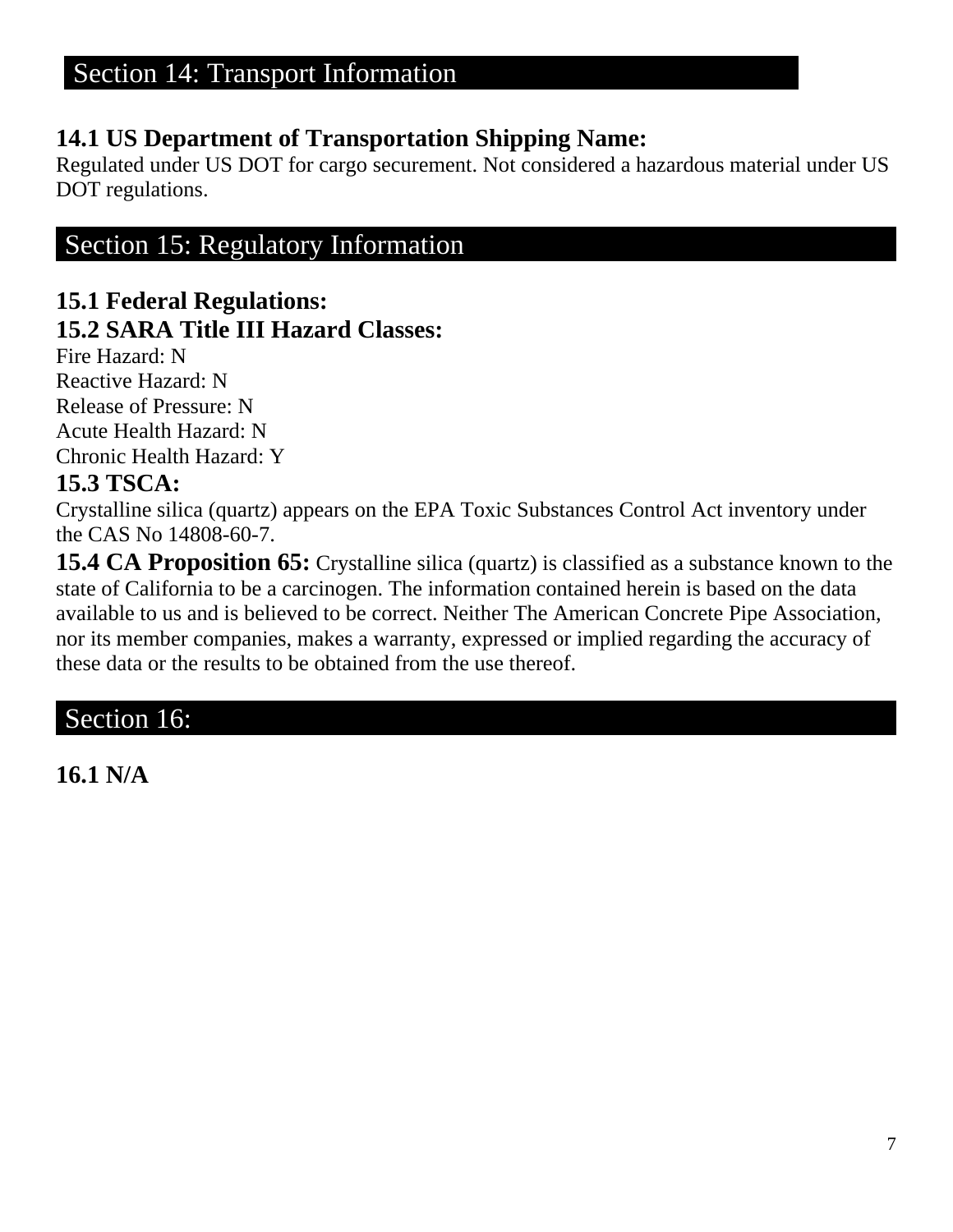## Section 14: Transport Information

### 14.1 US Department of Transportation Shipping Name:

Regulated under US DOT for cargo securement. Not considered a hazardous material under US DOT regulations.

## Section 15: Regulatory Information

### 15.1 Federal Regulations:

### 15.2 SARA Title III Hazard Classes:

Fire Hazard: N
Reactive Hazard: N
Release of Pressure: N
Acute Health Hazard: N
Chronic Health Hazard: Y

### 15.3 TSCA:

Crystalline silica (quartz) appears on the EPA Toxic Substances Control Act inventory under the CAS No 14808-60-7.

**15.4 CA Proposition 65:** Crystalline silica (quartz) is classified as a substance known to the state of California to be a carcinogen. The information contained herein is based on the data available to us and is believed to be correct. Neither The American Concrete Pipe Association, nor its member companies, makes a warranty, expressed or implied regarding the accuracy of these data or the results to be obtained from the use thereof.

## Section 16:

### 16.1 N/A